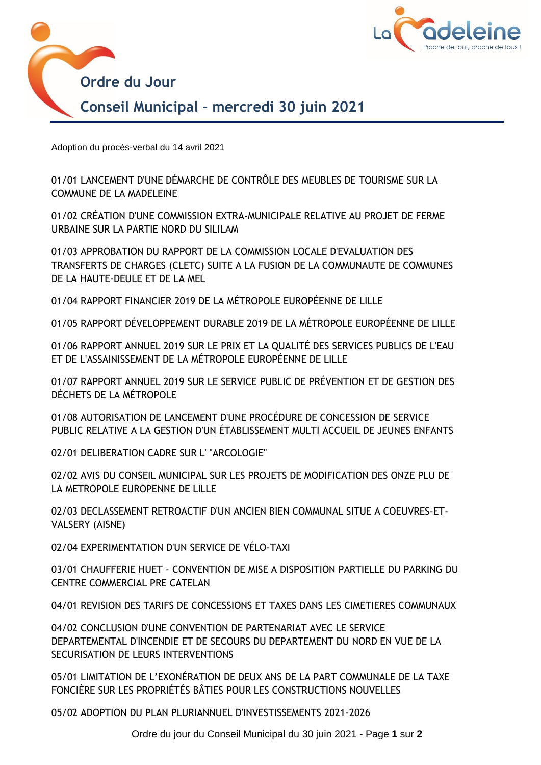# Ordre du Jour

## Conseil Municipal – mercredi 30 juin 2021

Adoption du procès-verbal du 14 avril 2021

01/01 LANCEMENT D'UNE DÉMARCHE DE CONTRÔLE DES MEUBLES DE TOURISME SUR LA COMMUNE DE LA MADELEINE

01/02 CRÉATION D'UNE COMMISSION EXTRA-MUNICIPALE RELATIVE AU PROJET DE FERME URBAINE SUR LA PARTIE NORD DU SILILAM

01/03 APPROBATION DU RAPPORT DE LA COMMISSION LOCALE D'EVALUATION DES TRANSFERTS DE CHARGES (CLETC) SUITE A LA FUSION DE LA COMMUNAUTE DE COMMUNES DE LA HAUTE-DEULE ET DE LA MEL

01/04 RAPPORT FINANCIER 2019 DE LA MÉTROPOLE EUROPÉENNE DE LILLE

01/05 RAPPORT DÉVELOPPEMENT DURABLE 2019 DE LA MÉTROPOLE EUROPÉENNE DE LILLE

01/06 RAPPORT ANNUEL 2019 SUR LE PRIX ET LA QUALITÉ DES SERVICES PUBLICS DE L'EAU ET DE L'ASSAINISSEMENT DE LA MÉTROPOLE EUROPÉENNE DE LILLE

01/07 RAPPORT ANNUEL 2019 SUR LE SERVICE PUBLIC DE PRÉVENTION ET DE GESTION DES DÉCHETS DE LA MÉTROPOLE

01/08 AUTORISATION DE LANCEMENT D'UNE PROCÉDURE DE CONCESSION DE SERVICE PUBLIC RELATIVE A LA GESTION D'UN ÉTABLISSEMENT MULTI ACCUEIL DE JEUNES ENFANTS

02/01 DELIBERATION CADRE SUR L' "ARCOLOGIE"

02/02 AVIS DU CONSEIL MUNICIPAL SUR LES PROJETS DE MODIFICATION DES ONZE PLU DE LA METROPOLE EUROPENNE DE LILLE

02/03 DECLASSEMENT RETROACTIF D'UN ANCIEN BIEN COMMUNAL SITUE A COEUVRES-ET-VALSERY (AISNE)

02/04 EXPERIMENTATION D'UN SERVICE DE VÉLO-TAXI

03/01 CHAUFFERIE HUET - CONVENTION DE MISE A DISPOSITION PARTIELLE DU PARKING DU CENTRE COMMERCIAL PRE CATELAN

04/01 REVISION DES TARIFS DE CONCESSIONS ET TAXES DANS LES CIMETIERES COMMUNAUX

04/02 CONCLUSION D'UNE CONVENTION DE PARTENARIAT AVEC LE SERVICE DEPARTEMENTAL D'INCENDIE ET DE SECOURS DU DEPARTEMENT DU NORD EN VUE DE LA SECURISATION DE LEURS INTERVENTIONS

05/01 LIMITATION DE L'EXONÉRATION DE DEUX ANS DE LA PART COMMUNALE DE LA TAXE FONCIÈRE SUR LES PROPRIÉTÉS BÂTIES POUR LES CONSTRUCTIONS NOUVELLES

05/02 ADOPTION DU PLAN PLURIANNUEL D'INVESTISSEMENTS 2021-2026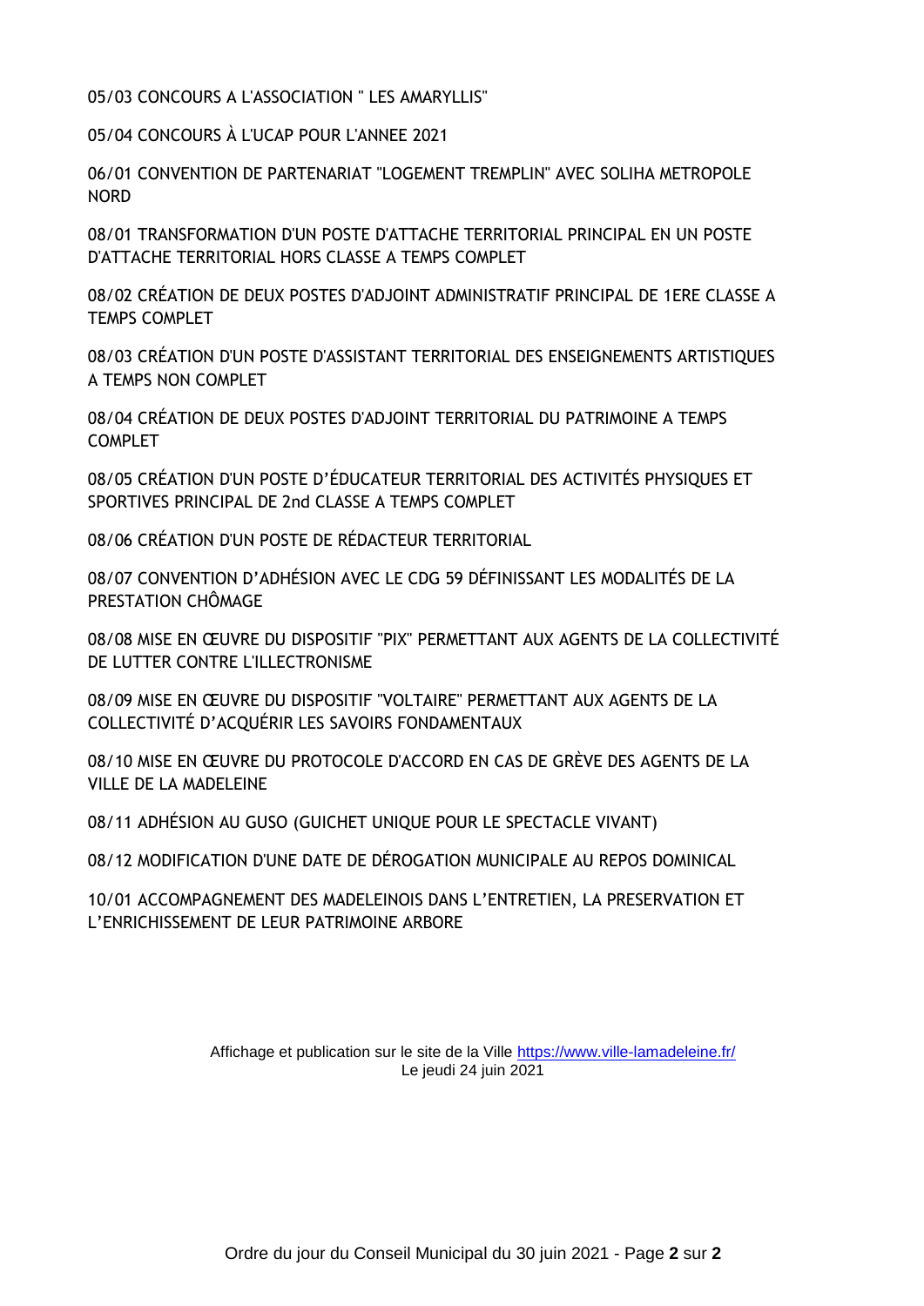05/03 CONCOURS A L'ASSOCIATION " LES AMARYLLIS"

05/04 CONCOURS À L'UCAP POUR L'ANNEE 2021

06/01 CONVENTION DE PARTENARIAT "LOGEMENT TREMPLIN" AVEC SOLIHA METROPOLE NORD

08/01 TRANSFORMATION D'UN POSTE D'ATTACHE TERRITORIAL PRINCIPAL EN UN POSTE D'ATTACHE TERRITORIAL HORS CLASSE A TEMPS COMPLET

08/02 CRÉATION DE DEUX POSTES D'ADJOINT ADMINISTRATIF PRINCIPAL DE 1ERE CLASSE A TEMPS COMPLET

08/03 CRÉATION D'UN POSTE D'ASSISTANT TERRITORIAL DES ENSEIGNEMENTS ARTISTIQUES A TEMPS NON COMPLET

08/04 CRÉATION DE DEUX POSTES D'ADJOINT TERRITORIAL DU PATRIMOINE A TEMPS COMPLET

08/05 CRÉATION D'UN POSTE D'ÉDUCATEUR TERRITORIAL DES ACTIVITÉS PHYSIQUES ET SPORTIVES PRINCIPAL DE 2nd CLASSE A TEMPS COMPLET

08/06 CRÉATION D'UN POSTE DE RÉDACTEUR TERRITORIAL

08/07 CONVENTION D'ADHÉSION AVEC LE CDG 59 DÉFINISSANT LES MODALITÉS DE LA PRESTATION CHÔMAGE

08/08 MISE EN ŒUVRE DU DISPOSITIF "PIX" PERMETTANT AUX AGENTS DE LA COLLECTIVITÉ DE LUTTER CONTRE L'ILLECTRONISME

08/09 MISE EN ŒUVRE DU DISPOSITIF "VOLTAIRE" PERMETTANT AUX AGENTS DE LA COLLECTIVITÉ D'ACQUÉRIR LES SAVOIRS FONDAMENTAUX

08/10 MISE EN ŒUVRE DU PROTOCOLE D'ACCORD EN CAS DE GRÈVE DES AGENTS DE LA VILLE DE LA MADELEINE

08/11 ADHÉSION AU GUSO (GUICHET UNIQUE POUR LE SPECTACLE VIVANT)

08/12 MODIFICATION D'UNE DATE DE DÉROGATION MUNICIPALE AU REPOS DOMINICAL

10/01 ACCOMPAGNEMENT DES MADELEINOIS DANS L'ENTRETIEN, LA PRESERVATION ET L'ENRICHISSEMENT DE LEUR PATRIMOINE ARBORE

Affichage et publication sur le site de la Ville https://www.ville-lamadeleine.fr/
Le jeudi 24 juin 2021